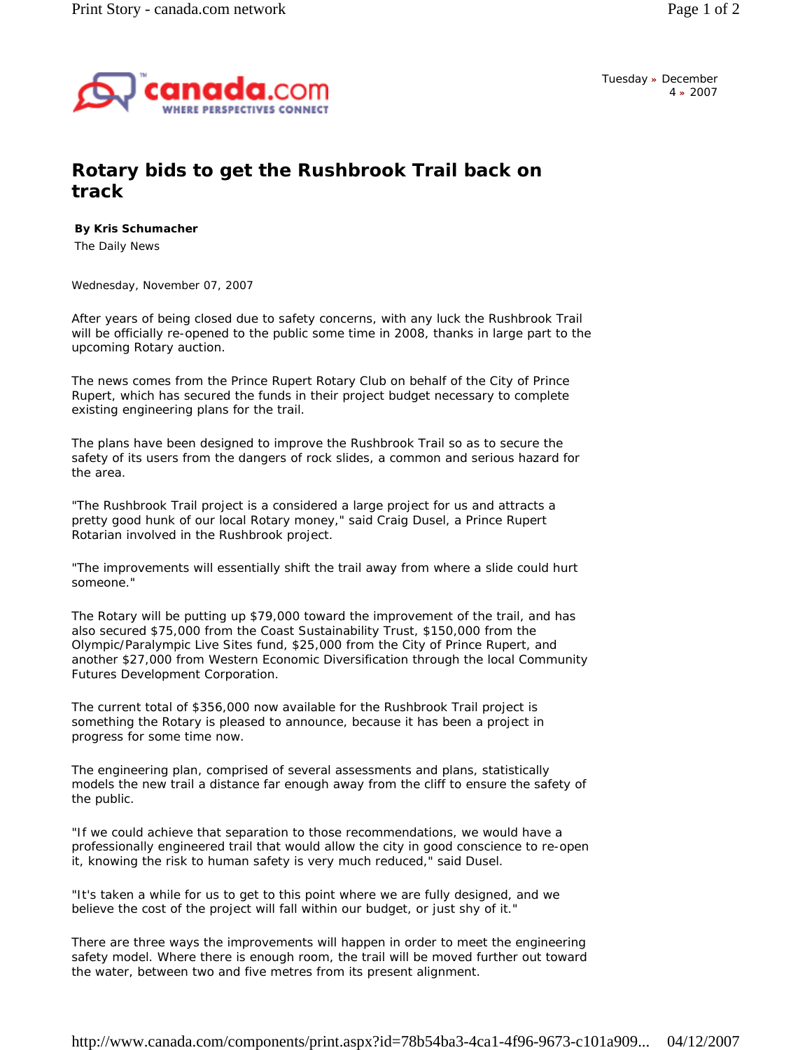Tuesday » December 4 » 2007

# Rotary bids to get the Rushbrook Trail back on track

**By Kris Schumacher**
The Daily News

Wednesday, November 07, 2007

After years of being closed due to safety concerns, with any luck the Rushbrook Trail will be officially re-opened to the public some time in 2008, thanks in large part to the upcoming Rotary auction.

The news comes from the Prince Rupert Rotary Club on behalf of the City of Prince Rupert, which has secured the funds in their project budget necessary to complete existing engineering plans for the trail.

The plans have been designed to improve the Rushbrook Trail so as to secure the safety of its users from the dangers of rock slides, a common and serious hazard for the area.

"The Rushbrook Trail project is a considered a large project for us and attracts a pretty good hunk of our local Rotary money," said Craig Dusel, a Prince Rupert Rotarian involved in the Rushbrook project.

"The improvements will essentially shift the trail away from where a slide could hurt someone."

The Rotary will be putting up $79,000 toward the improvement of the trail, and has also secured $75,000 from the Coast Sustainability Trust, $150,000 from the Olympic/Paralympic Live Sites fund, $25,000 from the City of Prince Rupert, and another $27,000 from Western Economic Diversification through the local Community Futures Development Corporation.

The current total of $356,000 now available for the Rushbrook Trail project is something the Rotary is pleased to announce, because it has been a project in progress for some time now.

The engineering plan, comprised of several assessments and plans, statistically models the new trail a distance far enough away from the cliff to ensure the safety of the public.

"If we could achieve that separation to those recommendations, we would have a professionally engineered trail that would allow the city in good conscience to re-open it, knowing the risk to human safety is very much reduced," said Dusel.

"It's taken a while for us to get to this point where we are fully designed, and we believe the cost of the project will fall within our budget, or just shy of it."

There are three ways the improvements will happen in order to meet the engineering safety model. Where there is enough room, the trail will be moved further out toward the water, between two and five metres from its present alignment.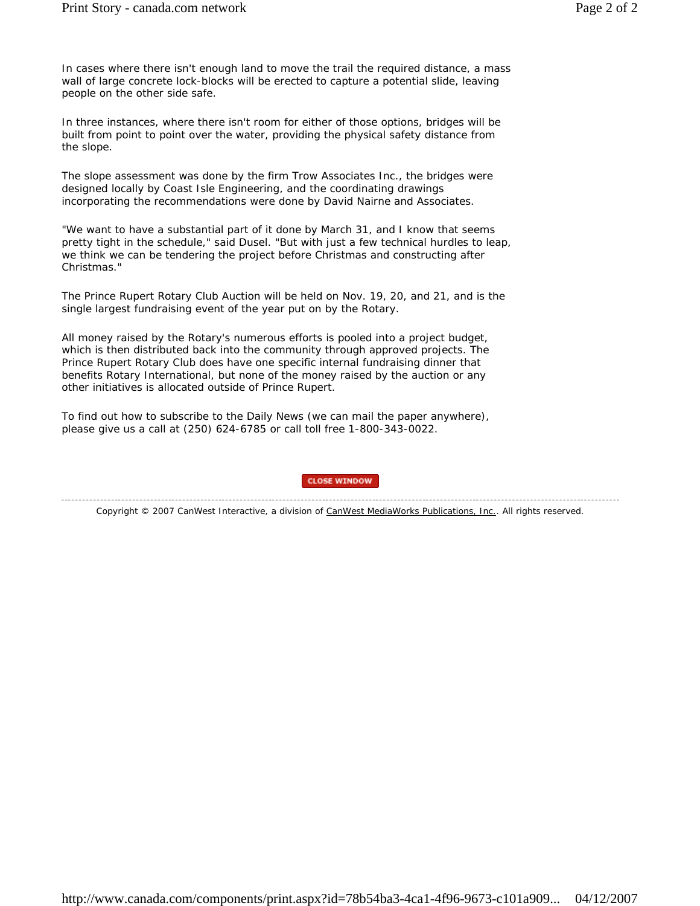In cases where there isn't enough land to move the trail the required distance, a mass wall of large concrete lock-blocks will be erected to capture a potential slide, leaving people on the other side safe.

In three instances, where there isn't room for either of those options, bridges will be built from point to point over the water, providing the physical safety distance from the slope.

The slope assessment was done by the firm Trow Associates Inc., the bridges were designed locally by Coast Isle Engineering, and the coordinating drawings incorporating the recommendations were done by David Nairne and Associates.

"We want to have a substantial part of it done by March 31, and I know that seems pretty tight in the schedule," said Dusel. "But with just a few technical hurdles to leap, we think we can be tendering the project before Christmas and constructing after Christmas."

The Prince Rupert Rotary Club Auction will be held on Nov. 19, 20, and 21, and is the single largest fundraising event of the year put on by the Rotary.

All money raised by the Rotary's numerous efforts is pooled into a project budget, which is then distributed back into the community through approved projects. The Prince Rupert Rotary Club does have one specific internal fundraising dinner that benefits Rotary International, but none of the money raised by the auction or any other initiatives is allocated outside of Prince Rupert.

To find out how to subscribe to the Daily News (we can mail the paper anywhere), please give us a call at (250) 624-6785 or call toll free 1-800-343-0022.

CLOSE WINDOW

Copyright © 2007 CanWest Interactive, a division of CanWest MediaWorks Publications, Inc.. All rights reserved.